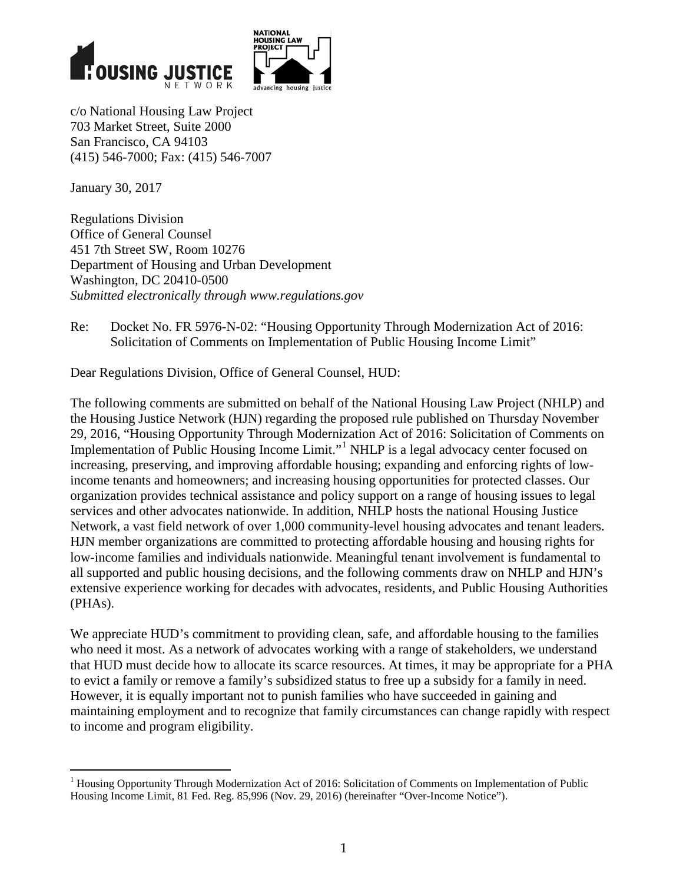c/o National Housing Law Project
703 Market Street, Suite 2000
San Francisco, CA 94103
(415) 546-7000; Fax: (415) 546-7007

January 30, 2017

Regulations Division
Office of General Counsel
451 7th Street SW, Room 10276
Department of Housing and Urban Development
Washington, DC 20410-0500
*Submitted electronically through www.regulations.gov*

Re: Docket No. FR 5976-N-02: "Housing Opportunity Through Modernization Act of 2016: Solicitation of Comments on Implementation of Public Housing Income Limit"

Dear Regulations Division, Office of General Counsel, HUD:

The following comments are submitted on behalf of the National Housing Law Project (NHLP) and the Housing Justice Network (HJN) regarding the proposed rule published on Thursday November 29, 2016, "Housing Opportunity Through Modernization Act of 2016: Solicitation of Comments on Implementation of Public Housing Income Limit."[1] NHLP is a legal advocacy center focused on increasing, preserving, and improving affordable housing; expanding and enforcing rights of low-income tenants and homeowners; and increasing housing opportunities for protected classes. Our organization provides technical assistance and policy support on a range of housing issues to legal services and other advocates nationwide. In addition, NHLP hosts the national Housing Justice Network, a vast field network of over 1,000 community-level housing advocates and tenant leaders. HJN member organizations are committed to protecting affordable housing and housing rights for low-income families and individuals nationwide. Meaningful tenant involvement is fundamental to all supported and public housing decisions, and the following comments draw on NHLP and HJN's extensive experience working for decades with advocates, residents, and Public Housing Authorities (PHAs).

We appreciate HUD's commitment to providing clean, safe, and affordable housing to the families who need it most. As a network of advocates working with a range of stakeholders, we understand that HUD must decide how to allocate its scarce resources. At times, it may be appropriate for a PHA to evict a family or remove a family's subsidized status to free up a subsidy for a family in need. However, it is equally important not to punish families who have succeeded in gaining and maintaining employment and to recognize that family circumstances can change rapidly with respect to income and program eligibility.

[1] Housing Opportunity Through Modernization Act of 2016: Solicitation of Comments on Implementation of Public Housing Income Limit, 81 Fed. Reg. 85,996 (Nov. 29, 2016) (hereinafter "Over-Income Notice").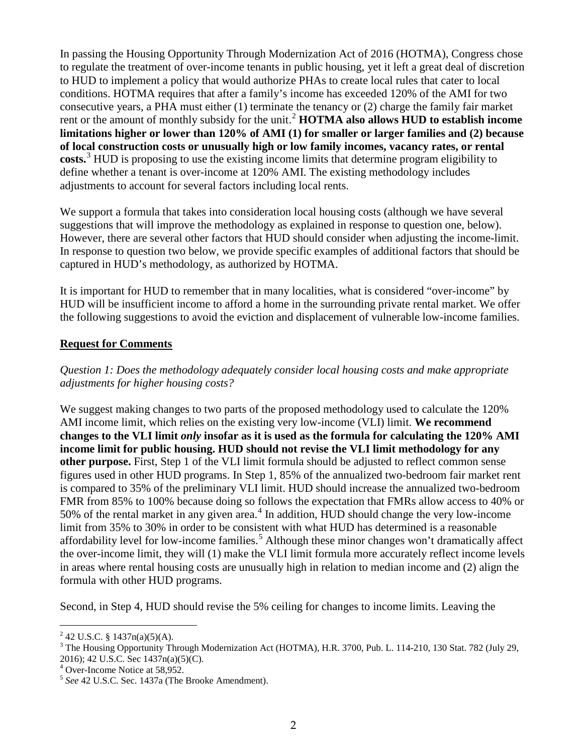In passing the Housing Opportunity Through Modernization Act of 2016 (HOTMA), Congress chose to regulate the treatment of over-income tenants in public housing, yet it left a great deal of discretion to HUD to implement a policy that would authorize PHAs to create local rules that cater to local conditions. HOTMA requires that after a family's income has exceeded 120% of the AMI for two consecutive years, a PHA must either (1) terminate the tenancy or (2) charge the family fair market rent or the amount of monthly subsidy for the unit.[2] **HOTMA also allows HUD to establish income limitations higher or lower than 120% of AMI (1) for smaller or larger families and (2) because of local construction costs or unusually high or low family incomes, vacancy rates, or rental costs.**[3] HUD is proposing to use the existing income limits that determine program eligibility to define whether a tenant is over-income at 120% AMI. The existing methodology includes adjustments to account for several factors including local rents.

We support a formula that takes into consideration local housing costs (although we have several suggestions that will improve the methodology as explained in response to question one, below). However, there are several other factors that HUD should consider when adjusting the income-limit. In response to question two below, we provide specific examples of additional factors that should be captured in HUD's methodology, as authorized by HOTMA.

It is important for HUD to remember that in many localities, what is considered "over-income" by HUD will be insufficient income to afford a home in the surrounding private rental market. We offer the following suggestions to avoid the eviction and displacement of vulnerable low-income families.

**<u>Request for Comments</u>**

*Question 1: Does the methodology adequately consider local housing costs and make appropriate adjustments for higher housing costs?*

We suggest making changes to two parts of the proposed methodology used to calculate the 120% AMI income limit, which relies on the existing very low-income (VLI) limit. **We recommend changes to the VLI limit *only* insofar as it is used as the formula for calculating the 120% AMI income limit for public housing. HUD should not revise the VLI limit methodology for any other purpose.** First, Step 1 of the VLI limit formula should be adjusted to reflect common sense figures used in other HUD programs. In Step 1, 85% of the annualized two-bedroom fair market rent is compared to 35% of the preliminary VLI limit. HUD should increase the annualized two-bedroom FMR from 85% to 100% because doing so follows the expectation that FMRs allow access to 40% or 50% of the rental market in any given area.[4] In addition, HUD should change the very low-income limit from 35% to 30% in order to be consistent with what HUD has determined is a reasonable affordability level for low-income families.[5] Although these minor changes won't dramatically affect the over-income limit, they will (1) make the VLI limit formula more accurately reflect income levels in areas where rental housing costs are unusually high in relation to median income and (2) align the formula with other HUD programs.

Second, in Step 4, HUD should revise the 5% ceiling for changes to income limits. Leaving the

---

[2] 42 U.S.C. § 1437n(a)(5)(A).

[3] The Housing Opportunity Through Modernization Act (HOTMA), H.R. 3700, Pub. L. 114-210, 130 Stat. 782 (July 29, 2016); 42 U.S.C. Sec 1437n(a)(5)(C).

[4] Over-Income Notice at 58,952.

[5] *See* 42 U.S.C. Sec. 1437a (The Brooke Amendment).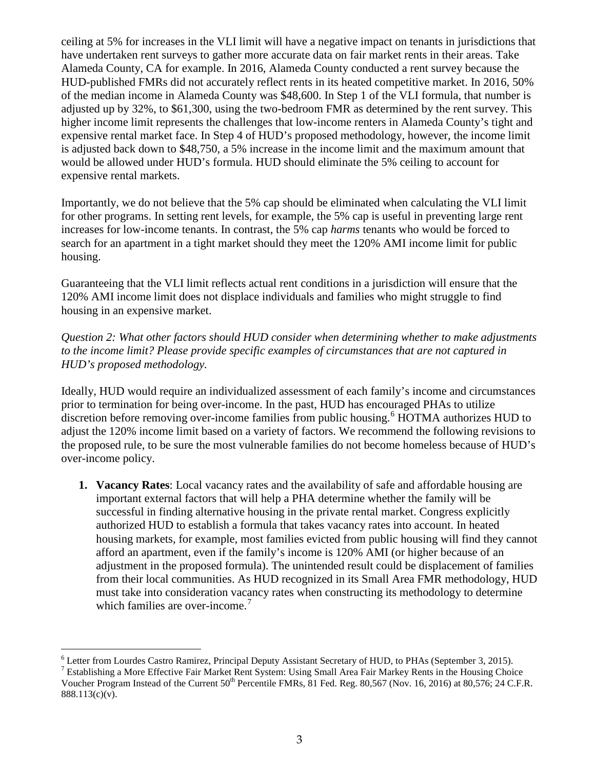ceiling at 5% for increases in the VLI limit will have a negative impact on tenants in jurisdictions that have undertaken rent surveys to gather more accurate data on fair market rents in their areas. Take Alameda County, CA for example. In 2016, Alameda County conducted a rent survey because the HUD-published FMRs did not accurately reflect rents in its heated competitive market. In 2016, 50% of the median income in Alameda County was $48,600. In Step 1 of the VLI formula, that number is adjusted up by 32%, to $61,300, using the two-bedroom FMR as determined by the rent survey. This higher income limit represents the challenges that low-income renters in Alameda County's tight and expensive rental market face. In Step 4 of HUD's proposed methodology, however, the income limit is adjusted back down to $48,750, a 5% increase in the income limit and the maximum amount that would be allowed under HUD's formula. HUD should eliminate the 5% ceiling to account for expensive rental markets.

Importantly, we do not believe that the 5% cap should be eliminated when calculating the VLI limit for other programs. In setting rent levels, for example, the 5% cap is useful in preventing large rent increases for low-income tenants. In contrast, the 5% cap *harms* tenants who would be forced to search for an apartment in a tight market should they meet the 120% AMI income limit for public housing.

Guaranteeing that the VLI limit reflects actual rent conditions in a jurisdiction will ensure that the 120% AMI income limit does not displace individuals and families who might struggle to find housing in an expensive market.

*Question 2: What other factors should HUD consider when determining whether to make adjustments to the income limit? Please provide specific examples of circumstances that are not captured in HUD's proposed methodology.*

Ideally, HUD would require an individualized assessment of each family's income and circumstances prior to termination for being over-income. In the past, HUD has encouraged PHAs to utilize discretion before removing over-income families from public housing.[6] HOTMA authorizes HUD to adjust the 120% income limit based on a variety of factors. We recommend the following revisions to the proposed rule, to be sure the most vulnerable families do not become homeless because of HUD's over-income policy.

1. **Vacancy Rates**: Local vacancy rates and the availability of safe and affordable housing are important external factors that will help a PHA determine whether the family will be successful in finding alternative housing in the private rental market. Congress explicitly authorized HUD to establish a formula that takes vacancy rates into account. In heated housing markets, for example, most families evicted from public housing will find they cannot afford an apartment, even if the family's income is 120% AMI (or higher because of an adjustment in the proposed formula). The unintended result could be displacement of families from their local communities. As HUD recognized in its Small Area FMR methodology, HUD must take into consideration vacancy rates when constructing its methodology to determine which families are over-income.[7]

---

[6] Letter from Lourdes Castro Ramirez, Principal Deputy Assistant Secretary of HUD, to PHAs (September 3, 2015).

[7] Establishing a More Effective Fair Market Rent System: Using Small Area Fair Markey Rents in the Housing Choice Voucher Program Instead of the Current 50th Percentile FMRs, 81 Fed. Reg. 80,567 (Nov. 16, 2016) at 80,576; 24 C.F.R. 888.113(c)(v).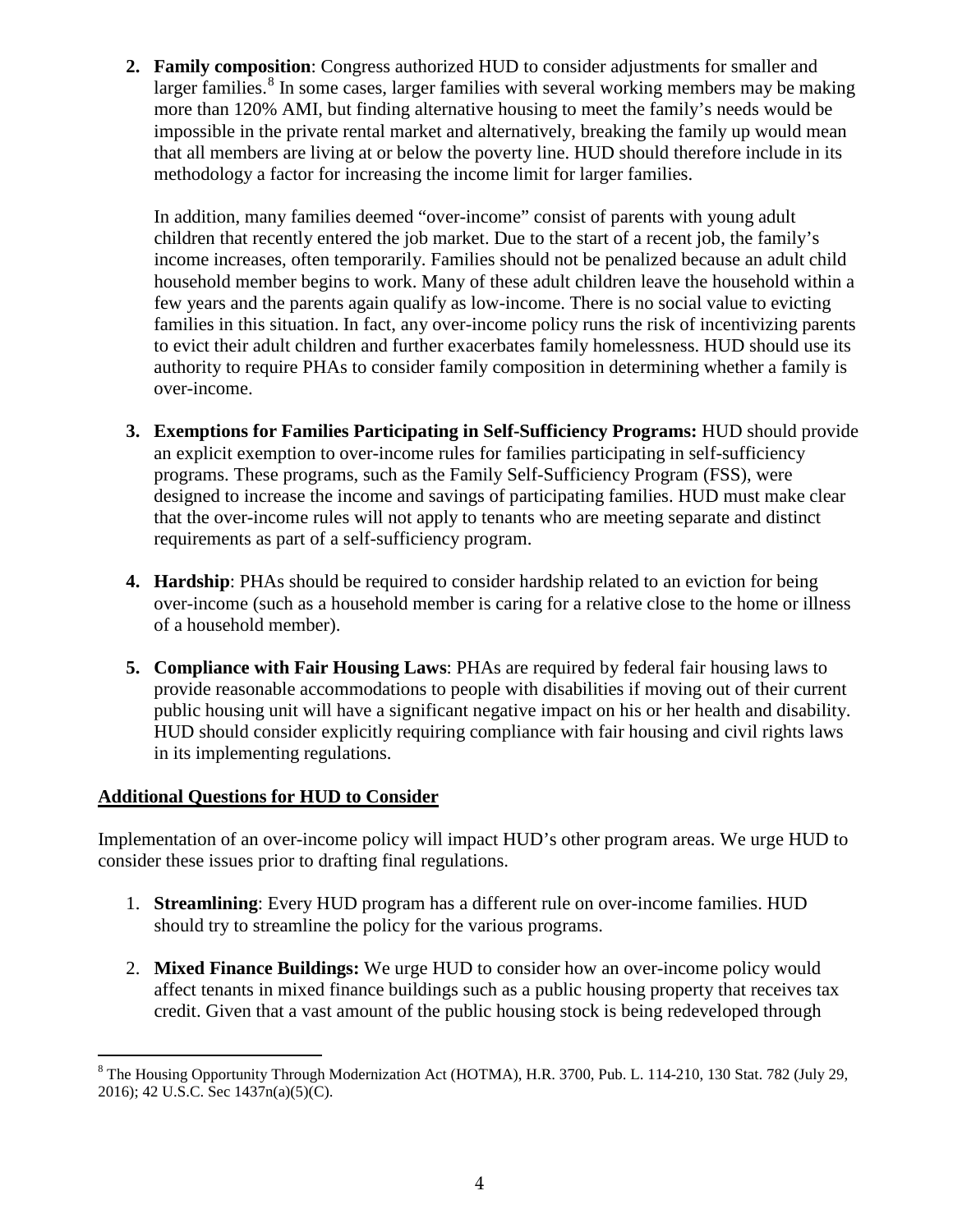2. **Family composition**: Congress authorized HUD to consider adjustments for smaller and larger families.[8] In some cases, larger families with several working members may be making more than 120% AMI, but finding alternative housing to meet the family's needs would be impossible in the private rental market and alternatively, breaking the family up would mean that all members are living at or below the poverty line. HUD should therefore include in its methodology a factor for increasing the income limit for larger families.

   In addition, many families deemed "over-income" consist of parents with young adult children that recently entered the job market. Due to the start of a recent job, the family's income increases, often temporarily. Families should not be penalized because an adult child household member begins to work. Many of these adult children leave the household within a few years and the parents again qualify as low-income. There is no social value to evicting families in this situation. In fact, any over-income policy runs the risk of incentivizing parents to evict their adult children and further exacerbates family homelessness. HUD should use its authority to require PHAs to consider family composition in determining whether a family is over-income.

3. **Exemptions for Families Participating in Self-Sufficiency Programs:** HUD should provide an explicit exemption to over-income rules for families participating in self-sufficiency programs. These programs, such as the Family Self-Sufficiency Program (FSS), were designed to increase the income and savings of participating families. HUD must make clear that the over-income rules will not apply to tenants who are meeting separate and distinct requirements as part of a self-sufficiency program.

4. **Hardship**: PHAs should be required to consider hardship related to an eviction for being over-income (such as a household member is caring for a relative close to the home or illness of a household member).

5. **Compliance with Fair Housing Laws**: PHAs are required by federal fair housing laws to provide reasonable accommodations to people with disabilities if moving out of their current public housing unit will have a significant negative impact on his or her health and disability. HUD should consider explicitly requiring compliance with fair housing and civil rights laws in its implementing regulations.

**Additional Questions for HUD to Consider**

Implementation of an over-income policy will impact HUD's other program areas. We urge HUD to consider these issues prior to drafting final regulations.

1. **Streamlining**: Every HUD program has a different rule on over-income families. HUD should try to streamline the policy for the various programs.

2. **Mixed Finance Buildings:** We urge HUD to consider how an over-income policy would affect tenants in mixed finance buildings such as a public housing property that receives tax credit. Given that a vast amount of the public housing stock is being redeveloped through

---

[8] The Housing Opportunity Through Modernization Act (HOTMA), H.R. 3700, Pub. L. 114-210, 130 Stat. 782 (July 29, 2016); 42 U.S.C. Sec 1437n(a)(5)(C).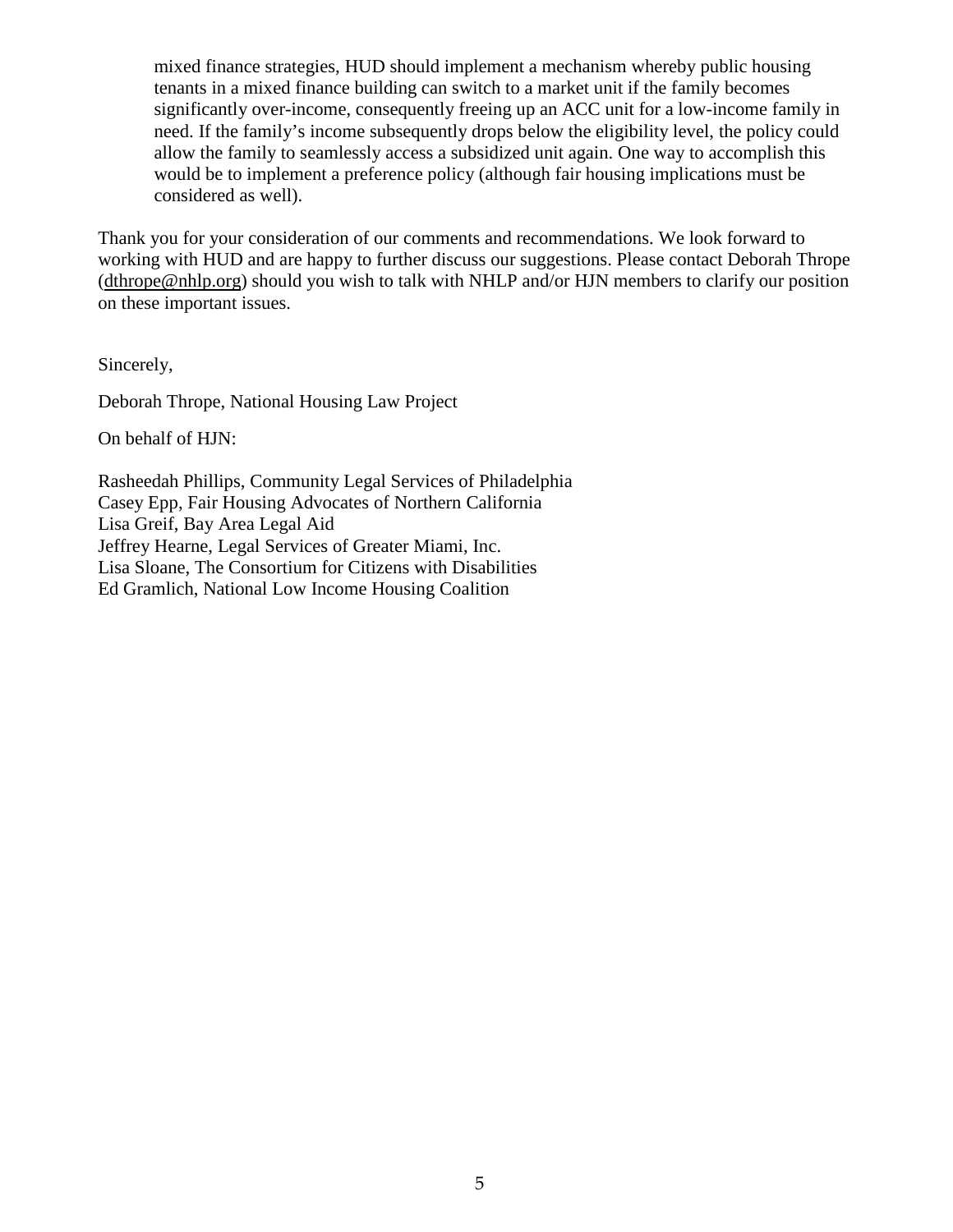mixed finance strategies, HUD should implement a mechanism whereby public housing tenants in a mixed finance building can switch to a market unit if the family becomes significantly over-income, consequently freeing up an ACC unit for a low-income family in need. If the family's income subsequently drops below the eligibility level, the policy could allow the family to seamlessly access a subsidized unit again. One way to accomplish this would be to implement a preference policy (although fair housing implications must be considered as well).

Thank you for your consideration of our comments and recommendations. We look forward to working with HUD and are happy to further discuss our suggestions. Please contact Deborah Thrope (dthrope@nhlp.org) should you wish to talk with NHLP and/or HJN members to clarify our position on these important issues.

Sincerely,

Deborah Thrope, National Housing Law Project

On behalf of HJN:

Rasheedah Phillips, Community Legal Services of Philadelphia
Casey Epp, Fair Housing Advocates of Northern California
Lisa Greif, Bay Area Legal Aid
Jeffrey Hearne, Legal Services of Greater Miami, Inc.
Lisa Sloane, The Consortium for Citizens with Disabilities
Ed Gramlich, National Low Income Housing Coalition